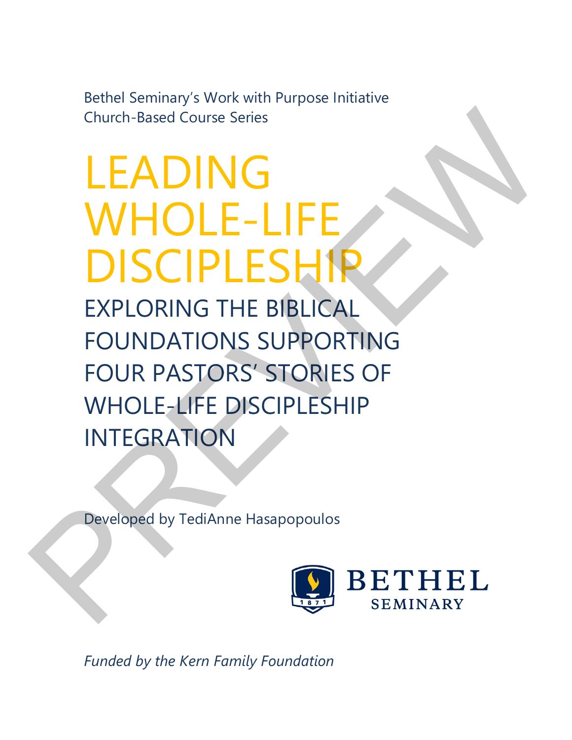Bethel Seminary's Work with Purpose Initiative
Church-Based Course Series

# LEADING WHOLE-LIFE DISCIPLESHIP

## EXPLORING THE BIBLICAL FOUNDATIONS SUPPORTING FOUR PASTORS' STORIES OF WHOLE-LIFE DISCIPLESHIP INTEGRATION

Developed by TediAnne Hasapopoulos

BETHEL SEMINARY

*Funded by the Kern Family Foundation*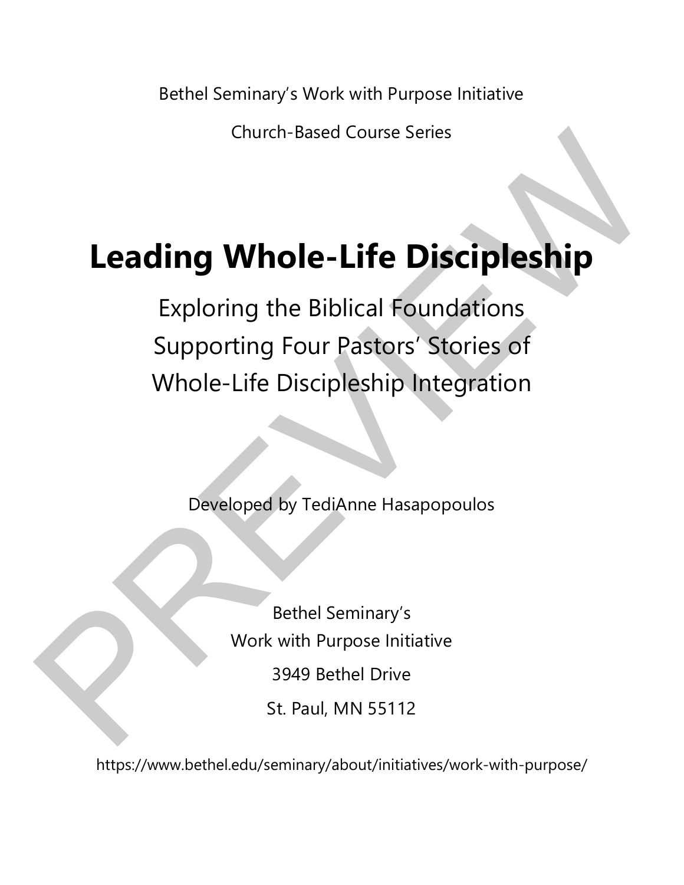Bethel Seminary's Work with Purpose Initiative

Church-Based Course Series

# Leading Whole-Life Discipleship

## Exploring the Biblical Foundations Supporting Four Pastors' Stories of Whole-Life Discipleship Integration

Developed by TediAnne Hasapopoulos

Bethel Seminary's
Work with Purpose Initiative

3949 Bethel Drive

St. Paul, MN 55112

https://www.bethel.edu/seminary/about/initiatives/work-with-purpose/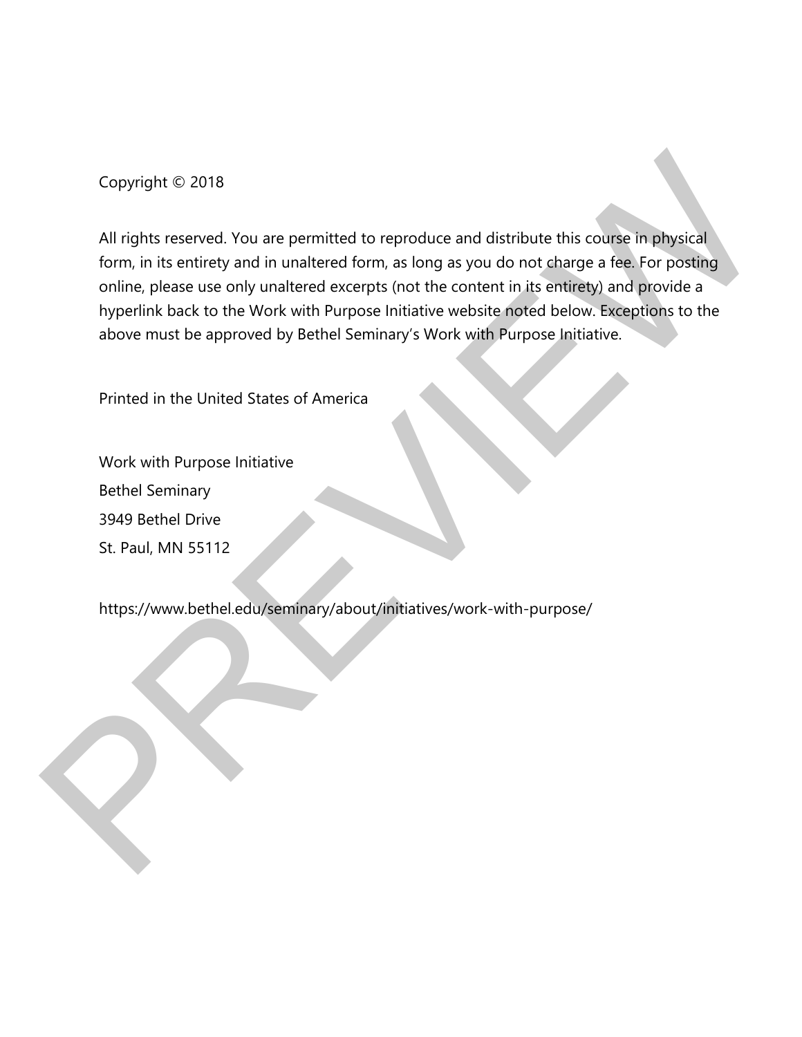Copyright © 2018

All rights reserved. You are permitted to reproduce and distribute this course in physical form, in its entirety and in unaltered form, as long as you do not charge a fee. For posting online, please use only unaltered excerpts (not the content in its entirety) and provide a hyperlink back to the Work with Purpose Initiative website noted below. Exceptions to the above must be approved by Bethel Seminary's Work with Purpose Initiative.

Printed in the United States of America

Work with Purpose Initiative
Bethel Seminary
3949 Bethel Drive
St. Paul, MN 55112

https://www.bethel.edu/seminary/about/initiatives/work-with-purpose/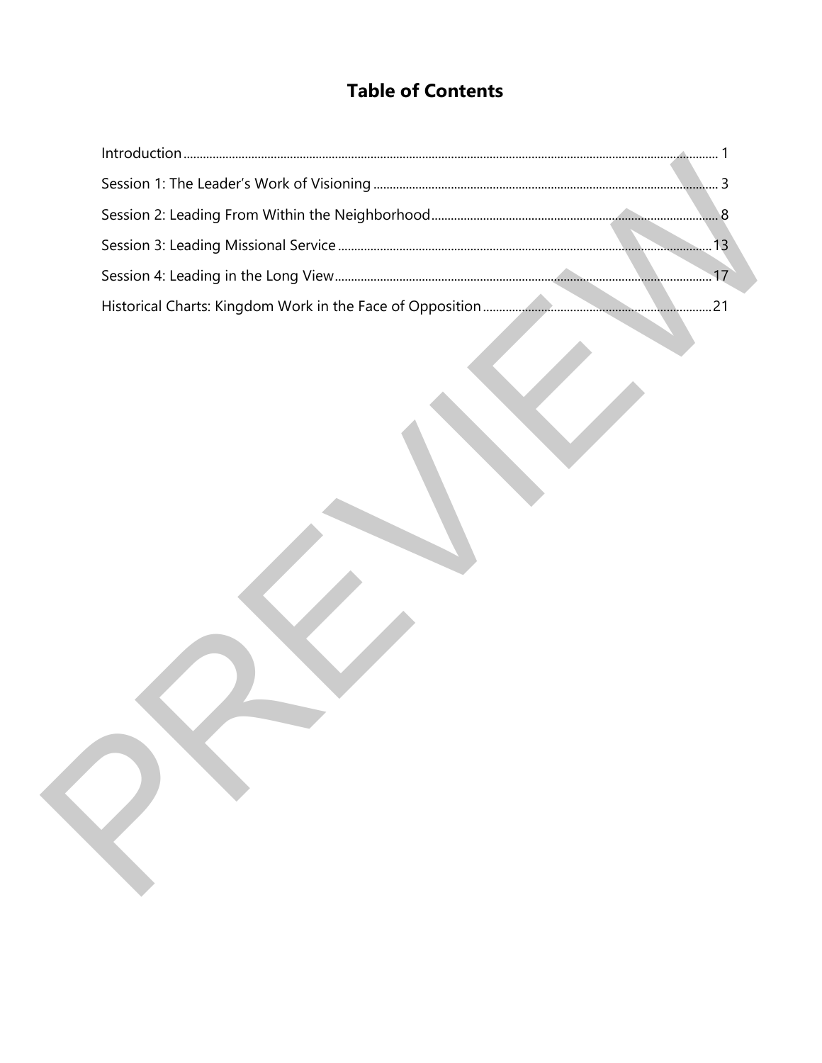# Table of Contents

Introduction ........................................................................................................ 1

Session 1: The Leader's Work of Visioning ........................................................ 3

Session 2: Leading From Within the Neighborhood ........................................... 8

Session 3: Leading Missional Service ............................................................... 13

Session 4: Leading in the Long View ................................................................ 17

Historical Charts: Kingdom Work in the Face of Opposition .............................. 21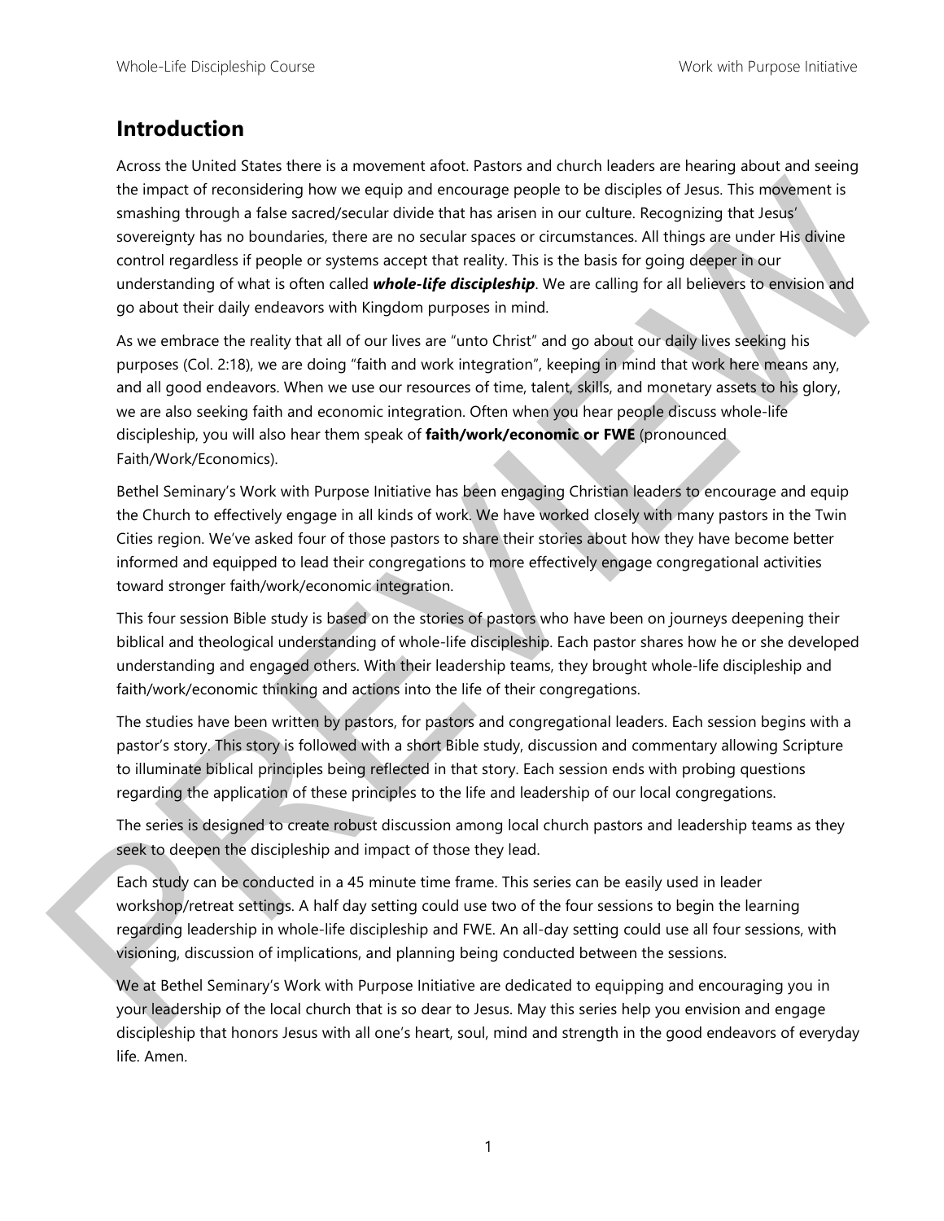## Introduction

Across the United States there is a movement afoot. Pastors and church leaders are hearing about and seeing the impact of reconsidering how we equip and encourage people to be disciples of Jesus. This movement is smashing through a false sacred/secular divide that has arisen in our culture. Recognizing that Jesus' sovereignty has no boundaries, there are no secular spaces or circumstances. All things are under His divine control regardless if people or systems accept that reality. This is the basis for going deeper in our understanding of what is often called ***whole-life discipleship***. We are calling for all believers to envision and go about their daily endeavors with Kingdom purposes in mind.

As we embrace the reality that all of our lives are "unto Christ" and go about our daily lives seeking his purposes (Col. 2:18), we are doing "faith and work integration", keeping in mind that work here means any, and all good endeavors. When we use our resources of time, talent, skills, and monetary assets to his glory, we are also seeking faith and economic integration. Often when you hear people discuss whole-life discipleship, you will also hear them speak of **faith/work/economic or FWE** (pronounced Faith/Work/Economics).

Bethel Seminary's Work with Purpose Initiative has been engaging Christian leaders to encourage and equip the Church to effectively engage in all kinds of work. We have worked closely with many pastors in the Twin Cities region. We've asked four of those pastors to share their stories about how they have become better informed and equipped to lead their congregations to more effectively engage congregational activities toward stronger faith/work/economic integration.

This four session Bible study is based on the stories of pastors who have been on journeys deepening their biblical and theological understanding of whole-life discipleship. Each pastor shares how he or she developed understanding and engaged others. With their leadership teams, they brought whole-life discipleship and faith/work/economic thinking and actions into the life of their congregations.

The studies have been written by pastors, for pastors and congregational leaders. Each session begins with a pastor's story. This story is followed with a short Bible study, discussion and commentary allowing Scripture to illuminate biblical principles being reflected in that story. Each session ends with probing questions regarding the application of these principles to the life and leadership of our local congregations.

The series is designed to create robust discussion among local church pastors and leadership teams as they seek to deepen the discipleship and impact of those they lead.

Each study can be conducted in a 45 minute time frame. This series can be easily used in leader workshop/retreat settings. A half day setting could use two of the four sessions to begin the learning regarding leadership in whole-life discipleship and FWE. An all-day setting could use all four sessions, with visioning, discussion of implications, and planning being conducted between the sessions.

We at Bethel Seminary's Work with Purpose Initiative are dedicated to equipping and encouraging you in your leadership of the local church that is so dear to Jesus. May this series help you envision and engage discipleship that honors Jesus with all one's heart, soul, mind and strength in the good endeavors of everyday life. Amen.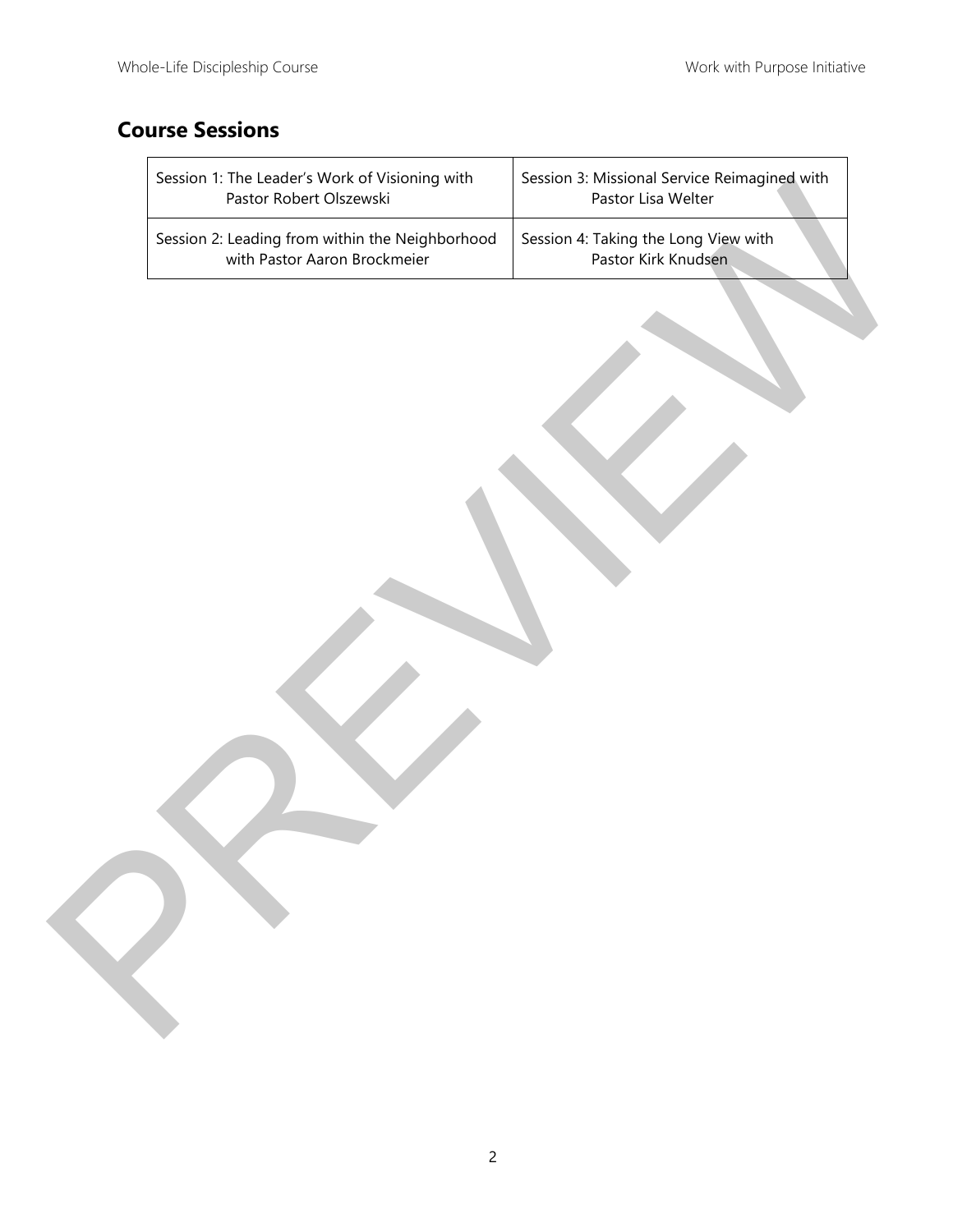## Course Sessions

| Session 1: The Leader's Work of Visioning with Pastor Robert Olszewski | Session 3: Missional Service Reimagined with Pastor Lisa Welter |
|---|---|
| Session 2: Leading from within the Neighborhood with Pastor Aaron Brockmeier | Session 4: Taking the Long View with Pastor Kirk Knudsen |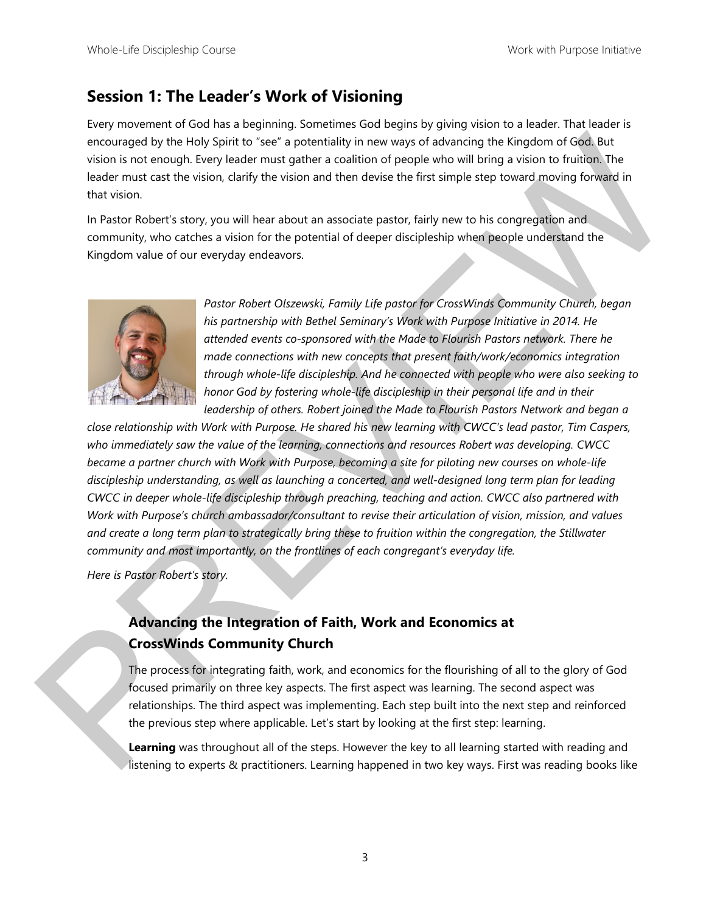## Session 1: The Leader's Work of Visioning

Every movement of God has a beginning. Sometimes God begins by giving vision to a leader. That leader is encouraged by the Holy Spirit to "see" a potentiality in new ways of advancing the Kingdom of God. But vision is not enough. Every leader must gather a coalition of people who will bring a vision to fruition. The leader must cast the vision, clarify the vision and then devise the first simple step toward moving forward in that vision.

In Pastor Robert's story, you will hear about an associate pastor, fairly new to his congregation and community, who catches a vision for the potential of deeper discipleship when people understand the Kingdom value of our everyday endeavors.

*Pastor Robert Olszewski, Family Life pastor for CrossWinds Community Church, began his partnership with Bethel Seminary's Work with Purpose Initiative in 2014. He attended events co-sponsored with the Made to Flourish Pastors network. There he made connections with new concepts that present faith/work/economics integration through whole-life discipleship. And he connected with people who were also seeking to honor God by fostering whole-life discipleship in their personal life and in their leadership of others. Robert joined the Made to Flourish Pastors Network and began a close relationship with Work with Purpose. He shared his new learning with CWCC's lead pastor, Tim Caspers, who immediately saw the value of the learning, connections and resources Robert was developing. CWCC became a partner church with Work with Purpose, becoming a site for piloting new courses on whole-life discipleship understanding, as well as launching a concerted, and well-designed long term plan for leading CWCC in deeper whole-life discipleship through preaching, teaching and action. CWCC also partnered with Work with Purpose's church ambassador/consultant to revise their articulation of vision, mission, and values and create a long term plan to strategically bring these to fruition within the congregation, the Stillwater community and most importantly, on the frontlines of each congregant's everyday life.*

*Here is Pastor Robert's story.*

### Advancing the Integration of Faith, Work and Economics at CrossWinds Community Church

The process for integrating faith, work, and economics for the flourishing of all to the glory of God focused primarily on three key aspects. The first aspect was learning. The second aspect was relationships. The third aspect was implementing. Each step built into the next step and reinforced the previous step where applicable. Let's start by looking at the first step: learning.

**Learning** was throughout all of the steps. However the key to all learning started with reading and listening to experts & practitioners. Learning happened in two key ways. First was reading books like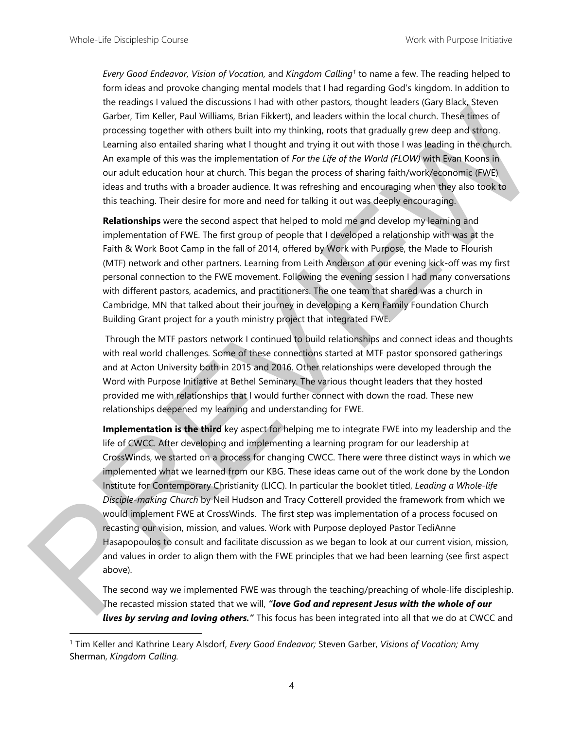*Every Good Endeavor, Vision of Vocation,* and *Kingdom Calling*[1] to name a few. The reading helped to form ideas and provoke changing mental models that I had regarding God's kingdom. In addition to the readings I valued the discussions I had with other pastors, thought leaders (Gary Black, Steven Garber, Tim Keller, Paul Williams, Brian Fikkert), and leaders within the local church. These times of processing together with others built into my thinking, roots that gradually grew deep and strong. Learning also entailed sharing what I thought and trying it out with those I was leading in the church. An example of this was the implementation of *For the Life of the World (FLOW)* with Evan Koons in our adult education hour at church. This began the process of sharing faith/work/economic (FWE) ideas and truths with a broader audience. It was refreshing and encouraging when they also took to this teaching. Their desire for more and need for talking it out was deeply encouraging.

**Relationships** were the second aspect that helped to mold me and develop my learning and implementation of FWE. The first group of people that I developed a relationship with was at the Faith & Work Boot Camp in the fall of 2014, offered by Work with Purpose, the Made to Flourish (MTF) network and other partners. Learning from Leith Anderson at our evening kick-off was my first personal connection to the FWE movement. Following the evening session I had many conversations with different pastors, academics, and practitioners. The one team that shared was a church in Cambridge, MN that talked about their journey in developing a Kern Family Foundation Church Building Grant project for a youth ministry project that integrated FWE.

Through the MTF pastors network I continued to build relationships and connect ideas and thoughts with real world challenges. Some of these connections started at MTF pastor sponsored gatherings and at Acton University both in 2015 and 2016. Other relationships were developed through the Word with Purpose Initiative at Bethel Seminary. The various thought leaders that they hosted provided me with relationships that I would further connect with down the road. These new relationships deepened my learning and understanding for FWE.

**Implementation is the third** key aspect for helping me to integrate FWE into my leadership and the life of CWCC. After developing and implementing a learning program for our leadership at CrossWinds, we started on a process for changing CWCC. There were three distinct ways in which we implemented what we learned from our KBG. These ideas came out of the work done by the London Institute for Contemporary Christianity (LICC). In particular the booklet titled, *Leading a Whole-life Disciple-making Church* by Neil Hudson and Tracy Cotterell provided the framework from which we would implement FWE at CrossWinds. The first step was implementation of a process focused on recasting our vision, mission, and values. Work with Purpose deployed Pastor TediAnne Hasapopoulos to consult and facilitate discussion as we began to look at our current vision, mission, and values in order to align them with the FWE principles that we had been learning (see first aspect above).

The second way we implemented FWE was through the teaching/preaching of whole-life discipleship. The recasted mission stated that we will, ***"love God and represent Jesus with the whole of our lives by serving and loving others."*** This focus has been integrated into all that we do at CWCC and

[1] Tim Keller and Kathrine Leary Alsdorf, *Every Good Endeavor;* Steven Garber, *Visions of Vocation;* Amy Sherman, *Kingdom Calling*.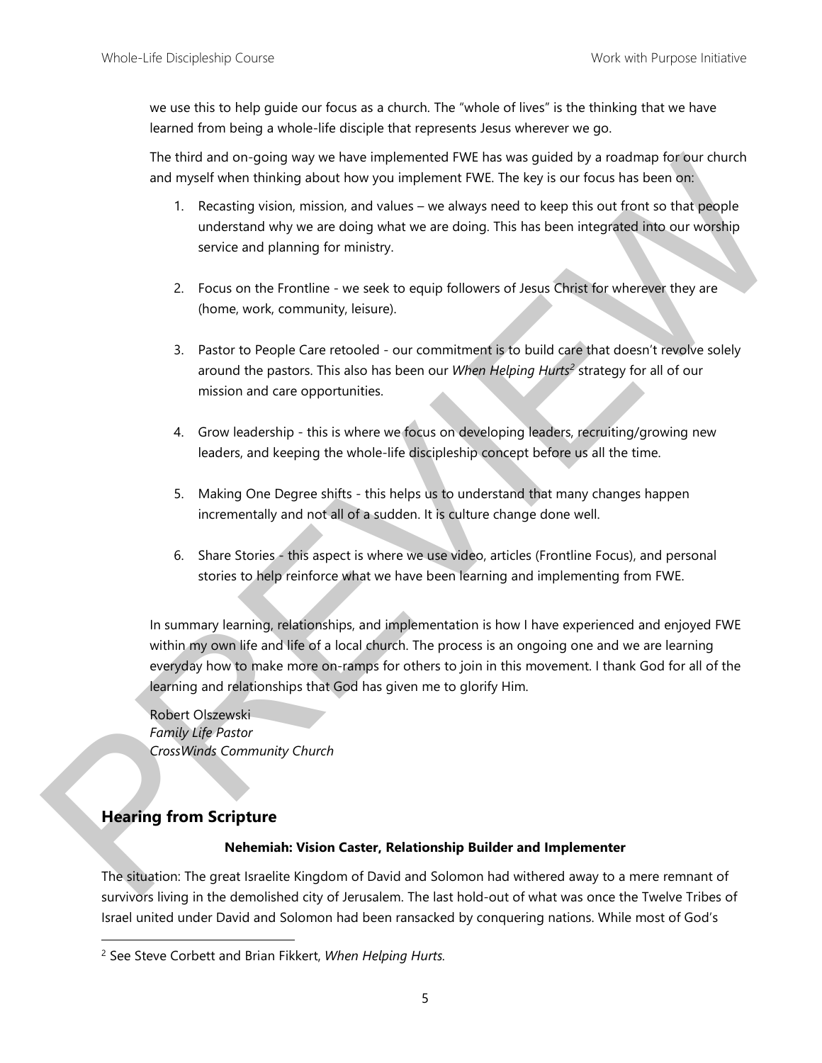we use this to help guide our focus as a church. The "whole of lives" is the thinking that we have learned from being a whole-life disciple that represents Jesus wherever we go.

The third and on-going way we have implemented FWE has was guided by a roadmap for our church and myself when thinking about how you implement FWE. The key is our focus has been on:

1. Recasting vision, mission, and values – we always need to keep this out front so that people understand why we are doing what we are doing. This has been integrated into our worship service and planning for ministry.

2. Focus on the Frontline - we seek to equip followers of Jesus Christ for wherever they are (home, work, community, leisure).

3. Pastor to People Care retooled - our commitment is to build care that doesn't revolve solely around the pastors. This also has been our *When Helping Hurts*[2] strategy for all of our mission and care opportunities.

4. Grow leadership - this is where we focus on developing leaders, recruiting/growing new leaders, and keeping the whole-life discipleship concept before us all the time.

5. Making One Degree shifts - this helps us to understand that many changes happen incrementally and not all of a sudden. It is culture change done well.

6. Share Stories - this aspect is where we use video, articles (Frontline Focus), and personal stories to help reinforce what we have been learning and implementing from FWE.

In summary learning, relationships, and implementation is how I have experienced and enjoyed FWE within my own life and life of a local church. The process is an ongoing one and we are learning everyday how to make more on-ramps for others to join in this movement. I thank God for all of the learning and relationships that God has given me to glorify Him.

Robert Olszewski
*Family Life Pastor*
*CrossWinds Community Church*

## Hearing from Scripture

**Nehemiah: Vision Caster, Relationship Builder and Implementer**

The situation: The great Israelite Kingdom of David and Solomon had withered away to a mere remnant of survivors living in the demolished city of Jerusalem. The last hold-out of what was once the Twelve Tribes of Israel united under David and Solomon had been ransacked by conquering nations. While most of God's

[2] See Steve Corbett and Brian Fikkert, *When Helping Hurts.*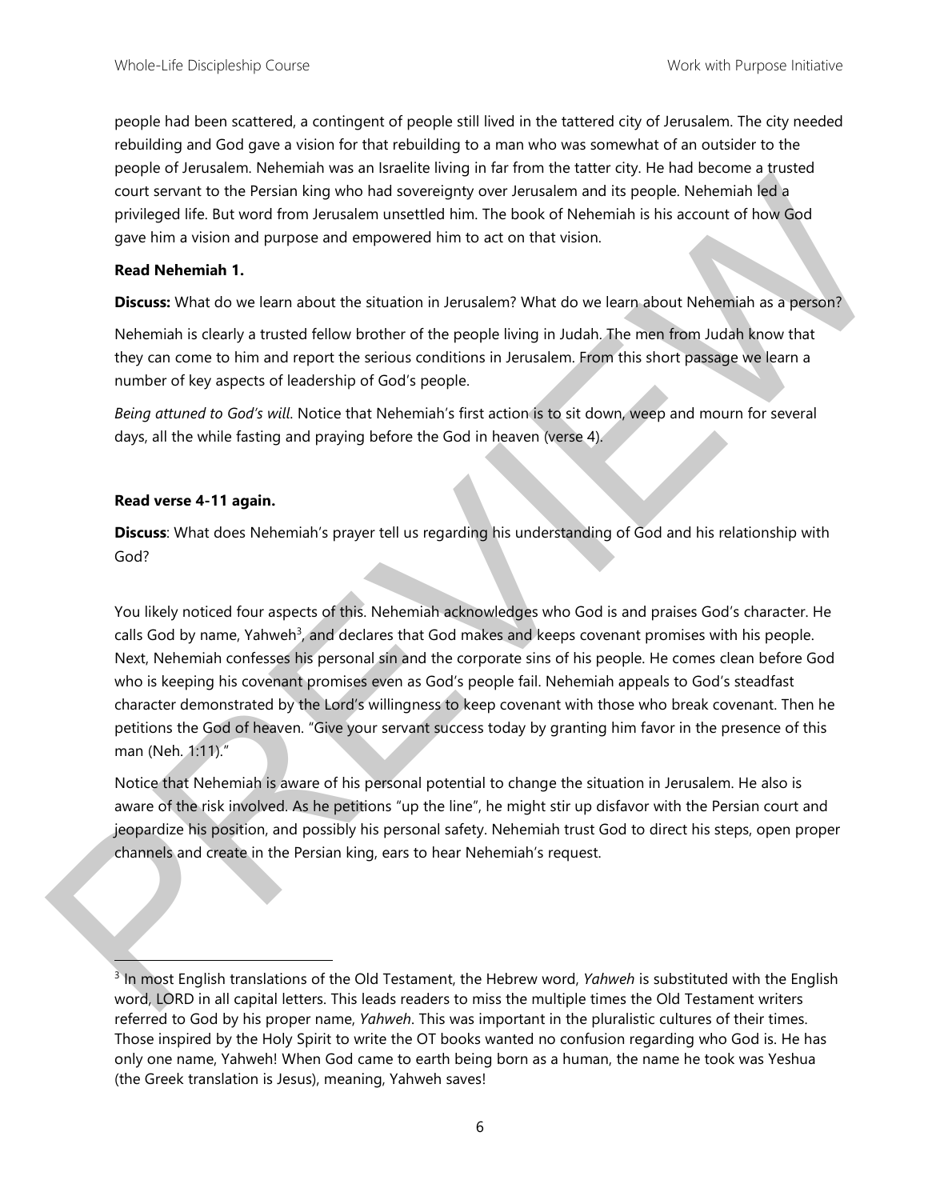people had been scattered, a contingent of people still lived in the tattered city of Jerusalem. The city needed rebuilding and God gave a vision for that rebuilding to a man who was somewhat of an outsider to the people of Jerusalem. Nehemiah was an Israelite living in far from the tatter city. He had become a trusted court servant to the Persian king who had sovereignty over Jerusalem and its people. Nehemiah led a privileged life. But word from Jerusalem unsettled him. The book of Nehemiah is his account of how God gave him a vision and purpose and empowered him to act on that vision.

**Read Nehemiah 1.**

**Discuss:** What do we learn about the situation in Jerusalem? What do we learn about Nehemiah as a person?

Nehemiah is clearly a trusted fellow brother of the people living in Judah. The men from Judah know that they can come to him and report the serious conditions in Jerusalem. From this short passage we learn a number of key aspects of leadership of God's people.

*Being attuned to God's will.* Notice that Nehemiah's first action is to sit down, weep and mourn for several days, all the while fasting and praying before the God in heaven (verse 4).

**Read verse 4-11 again.**

**Discuss**: What does Nehemiah's prayer tell us regarding his understanding of God and his relationship with God?

You likely noticed four aspects of this. Nehemiah acknowledges who God is and praises God's character. He calls God by name, Yahweh[3], and declares that God makes and keeps covenant promises with his people. Next, Nehemiah confesses his personal sin and the corporate sins of his people. He comes clean before God who is keeping his covenant promises even as God's people fail. Nehemiah appeals to God's steadfast character demonstrated by the Lord's willingness to keep covenant with those who break covenant. Then he petitions the God of heaven. "Give your servant success today by granting him favor in the presence of this man (Neh. 1:11)."

Notice that Nehemiah is aware of his personal potential to change the situation in Jerusalem. He also is aware of the risk involved. As he petitions "up the line", he might stir up disfavor with the Persian court and jeopardize his position, and possibly his personal safety. Nehemiah trust God to direct his steps, open proper channels and create in the Persian king, ears to hear Nehemiah's request.

---

[3] In most English translations of the Old Testament, the Hebrew word, *Yahweh* is substituted with the English word, LORD in all capital letters. This leads readers to miss the multiple times the Old Testament writers referred to God by his proper name, *Yahweh*. This was important in the pluralistic cultures of their times. Those inspired by the Holy Spirit to write the OT books wanted no confusion regarding who God is. He has only one name, Yahweh! When God came to earth being born as a human, the name he took was Yeshua (the Greek translation is Jesus), meaning, Yahweh saves!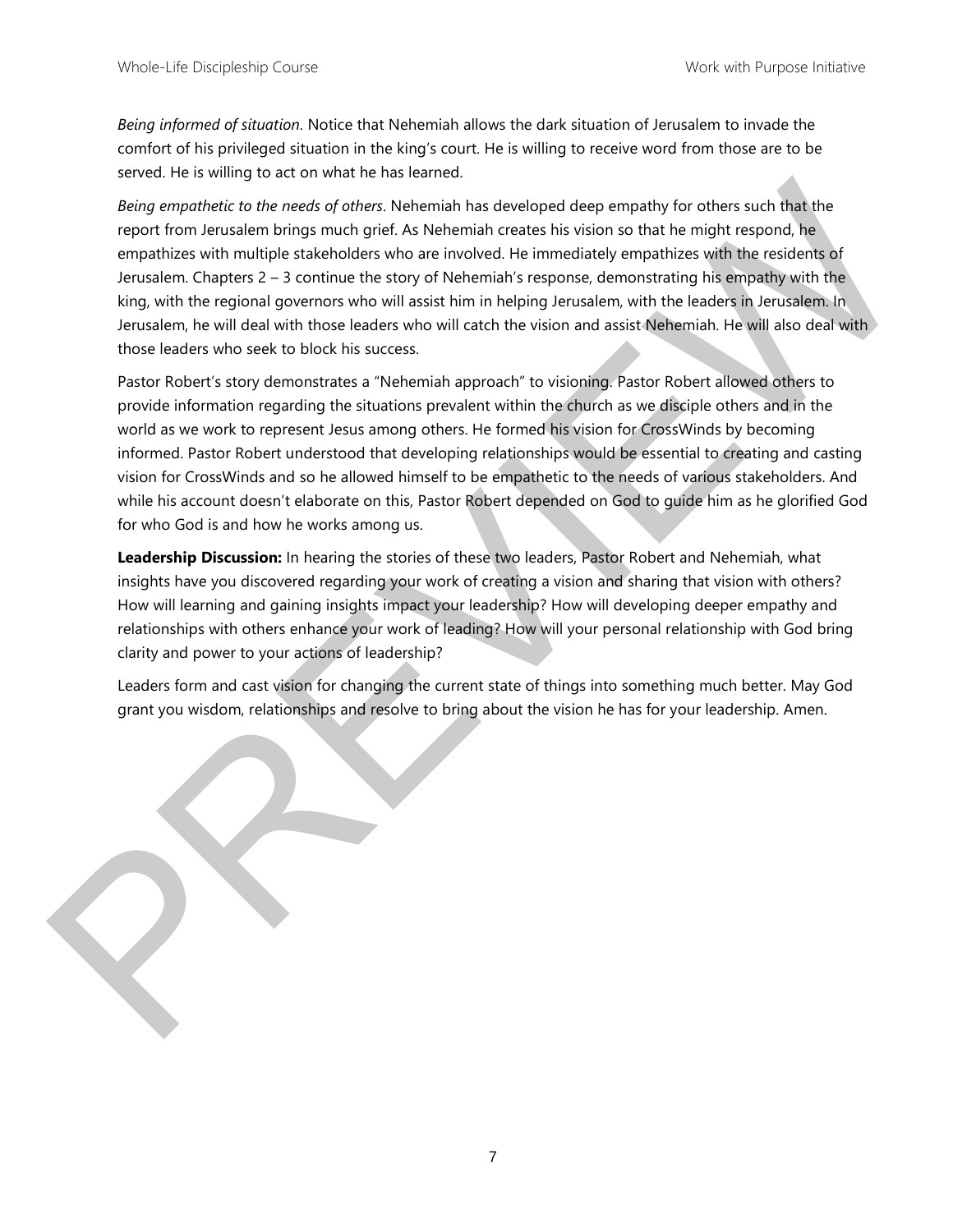*Being informed of situation*. Notice that Nehemiah allows the dark situation of Jerusalem to invade the comfort of his privileged situation in the king's court. He is willing to receive word from those are to be served. He is willing to act on what he has learned.

*Being empathetic to the needs of others*. Nehemiah has developed deep empathy for others such that the report from Jerusalem brings much grief. As Nehemiah creates his vision so that he might respond, he empathizes with multiple stakeholders who are involved. He immediately empathizes with the residents of Jerusalem. Chapters 2 – 3 continue the story of Nehemiah's response, demonstrating his empathy with the king, with the regional governors who will assist him in helping Jerusalem, with the leaders in Jerusalem. In Jerusalem, he will deal with those leaders who will catch the vision and assist Nehemiah. He will also deal with those leaders who seek to block his success.

Pastor Robert's story demonstrates a "Nehemiah approach" to visioning. Pastor Robert allowed others to provide information regarding the situations prevalent within the church as we disciple others and in the world as we work to represent Jesus among others. He formed his vision for CrossWinds by becoming informed. Pastor Robert understood that developing relationships would be essential to creating and casting vision for CrossWinds and so he allowed himself to be empathetic to the needs of various stakeholders. And while his account doesn't elaborate on this, Pastor Robert depended on God to guide him as he glorified God for who God is and how he works among us.

**Leadership Discussion:** In hearing the stories of these two leaders, Pastor Robert and Nehemiah, what insights have you discovered regarding your work of creating a vision and sharing that vision with others? How will learning and gaining insights impact your leadership? How will developing deeper empathy and relationships with others enhance your work of leading? How will your personal relationship with God bring clarity and power to your actions of leadership?

Leaders form and cast vision for changing the current state of things into something much better. May God grant you wisdom, relationships and resolve to bring about the vision he has for your leadership. Amen.